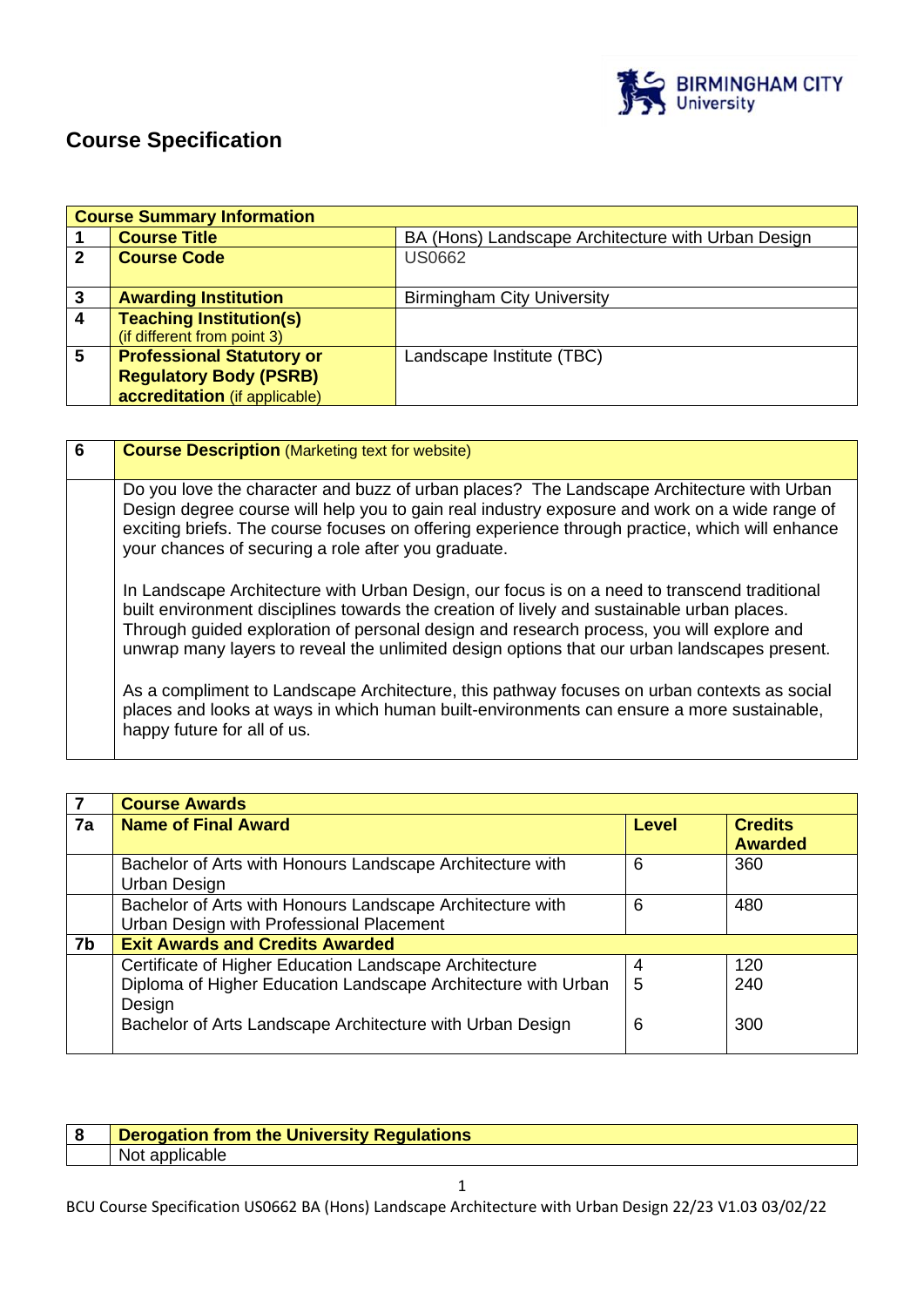# Course Specification

| Course Summary Information | | |
|---|---|---|
| 1 | **Course Title** | BA (Hons) Landscape Architecture with Urban Design |
| 2 | **Course Code** | US0662 |
| 3 | **Awarding Institution** | Birmingham City University |
| 4 | **Teaching Institution(s)** (if different from point 3) | |
| 5 | **Professional Statutory or Regulatory Body (PSRB) accreditation** (if applicable) | Landscape Institute (TBC) |

| 6 | **Course Description** (Marketing text for website) |
|---|---|
| | Do you love the character and buzz of urban places? The Landscape Architecture with Urban Design degree course will help you to gain real industry exposure and work on a wide range of exciting briefs. The course focuses on offering experience through practice, which will enhance your chances of securing a role after you graduate.<br><br>In Landscape Architecture with Urban Design, our focus is on a need to transcend traditional built environment disciplines towards the creation of lively and sustainable urban places. Through guided exploration of personal design and research process, you will explore and unwrap many layers to reveal the unlimited design options that our urban landscapes present.<br><br>As a compliment to Landscape Architecture, this pathway focuses on urban contexts as social places and looks at ways in which human built-environments can ensure a more sustainable, happy future for all of us. |

| 7 | **Course Awards** | | |
|---|---|---|---|
| **7a** | **Name of Final Award** | **Level** | **Credits Awarded** |
| | Bachelor of Arts with Honours Landscape Architecture with Urban Design | 6 | 360 |
| | Bachelor of Arts with Honours Landscape Architecture with Urban Design with Professional Placement | 6 | 480 |
| **7b** | **Exit Awards and Credits Awarded** | | |
| | Certificate of Higher Education Landscape Architecture | 4 | 120 |
| | Diploma of Higher Education Landscape Architecture with Urban Design | 5 | 240 |
| | Bachelor of Arts Landscape Architecture with Urban Design | 6 | 300 |

| 8 | **Derogation from the University Regulations** |
|---|---|
| | Not applicable |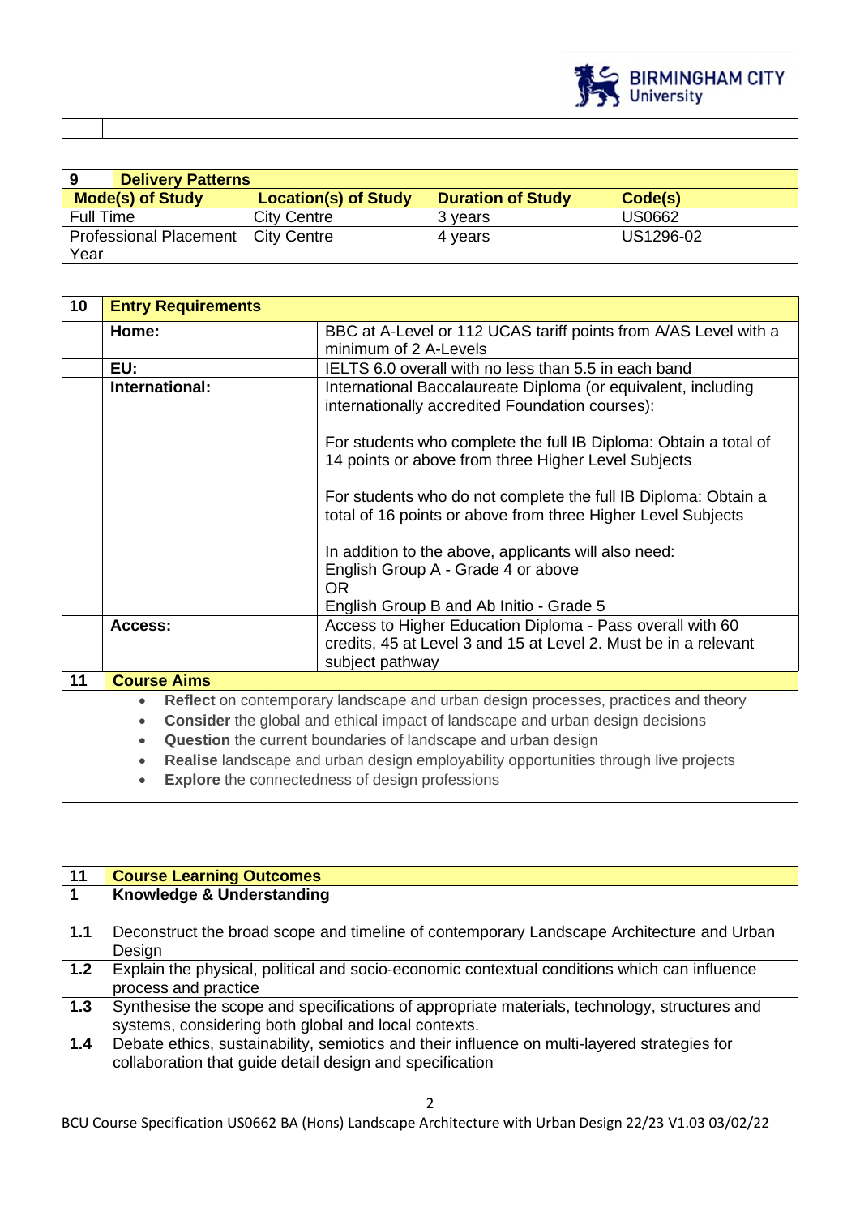| 9 | Delivery Patterns | | |
|---|---|---|---|
| **Mode(s) of Study** | **Location(s) of Study** | **Duration of Study** | **Code(s)** |
| Full Time | City Centre | 3 years | US0662 |
| Professional Placement Year | City Centre | 4 years | US1296-02 |

| 10 | Entry Requirements | |
|---|---|---|
| | **Home:** | BBC at A-Level or 112 UCAS tariff points from A/AS Level with a minimum of 2 A-Levels |
| | **EU:** | IELTS 6.0 overall with no less than 5.5 in each band |
| | **International:** | International Baccalaureate Diploma (or equivalent, including internationally accredited Foundation courses):<br><br>For students who complete the full IB Diploma: Obtain a total of 14 points or above from three Higher Level Subjects<br><br>For students who do not complete the full IB Diploma: Obtain a total of 16 points or above from three Higher Level Subjects<br><br>In addition to the above, applicants will also need:<br>English Group A - Grade 4 or above<br>OR<br>English Group B and Ab Initio - Grade 5 |
| | **Access:** | Access to Higher Education Diploma - Pass overall with 60 credits, 45 at Level 3 and 15 at Level 2. Must be in a relevant subject pathway |

## 11 Course Aims

- **Reflect** on contemporary landscape and urban design processes, practices and theory
- **Consider** the global and ethical impact of landscape and urban design decisions
- **Question** the current boundaries of landscape and urban design
- **Realise** landscape and urban design employability opportunities through live projects
- **Explore** the connectedness of design professions

| 11 | Course Learning Outcomes |
|---|---|
| **1** | **Knowledge & Understanding** |
| **1.1** | Deconstruct the broad scope and timeline of contemporary Landscape Architecture and Urban Design |
| **1.2** | Explain the physical, political and socio-economic contextual conditions which can influence process and practice |
| **1.3** | Synthesise the scope and specifications of appropriate materials, technology, structures and systems, considering both global and local contexts. |
| **1.4** | Debate ethics, sustainability, semiotics and their influence on multi-layered strategies for collaboration that guide detail design and specification |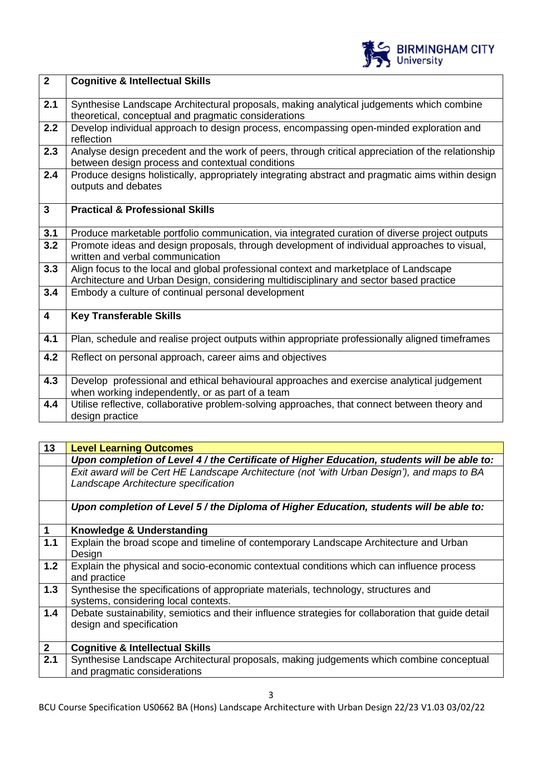| 2 | **Cognitive & Intellectual Skills** |
|---|---|
| 2.1 | Synthesise Landscape Architectural proposals, making analytical judgements which combine theoretical, conceptual and pragmatic considerations |
| 2.2 | Develop individual approach to design process, encompassing open-minded exploration and reflection |
| 2.3 | Analyse design precedent and the work of peers, through critical appreciation of the relationship between design process and contextual conditions |
| 2.4 | Produce designs holistically, appropriately integrating abstract and pragmatic aims within design outputs and debates |
| **3** | **Practical & Professional Skills** |
| 3.1 | Produce marketable portfolio communication, via integrated curation of diverse project outputs |
| 3.2 | Promote ideas and design proposals, through development of individual approaches to visual, written and verbal communication |
| 3.3 | Align focus to the local and global professional context and marketplace of Landscape Architecture and Urban Design, considering multidisciplinary and sector based practice |
| 3.4 | Embody a culture of continual personal development |
| **4** | **Key Transferable Skills** |
| 4.1 | Plan, schedule and realise project outputs within appropriate professionally aligned timeframes |
| 4.2 | Reflect on personal approach, career aims and objectives |
| 4.3 | Develop professional and ethical behavioural approaches and exercise analytical judgement when working independently, or as part of a team |
| 4.4 | Utilise reflective, collaborative problem-solving approaches, that connect between theory and design practice |

| 13 | **Level Learning Outcomes** |
|---|---|
| | ***Upon completion of Level 4 / the Certificate of Higher Education, students will be able to:*** |
| | *Exit award will be Cert HE Landscape Architecture (not 'with Urban Design'), and maps to BA Landscape Architecture specification* |
| | ***Upon completion of Level 5 / the Diploma of Higher Education, students will be able to:*** |
| **1** | **Knowledge & Understanding** |
| 1.1 | Explain the broad scope and timeline of contemporary Landscape Architecture and Urban Design |
| 1.2 | Explain the physical and socio-economic contextual conditions which can influence process and practice |
| 1.3 | Synthesise the specifications of appropriate materials, technology, structures and systems, considering local contexts. |
| 1.4 | Debate sustainability, semiotics and their influence strategies for collaboration that guide detail design and specification |
| **2** | **Cognitive & Intellectual Skills** |
| 2.1 | Synthesise Landscape Architectural proposals, making judgements which combine conceptual and pragmatic considerations |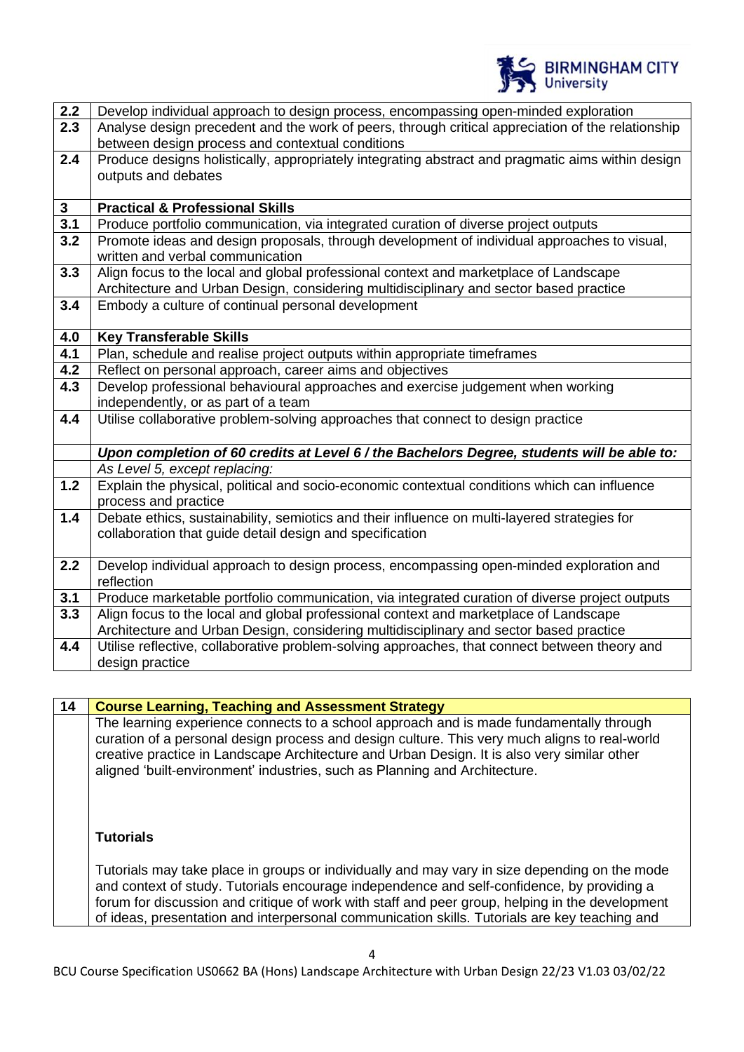| | |
|---|---|
| **2.2** | Develop individual approach to design process, encompassing open-minded exploration |
| **2.3** | Analyse design precedent and the work of peers, through critical appreciation of the relationship between design process and contextual conditions |
| **2.4** | Produce designs holistically, appropriately integrating abstract and pragmatic aims within design outputs and debates |
| **3** | **Practical & Professional Skills** |
| **3.1** | Produce portfolio communication, via integrated curation of diverse project outputs |
| **3.2** | Promote ideas and design proposals, through development of individual approaches to visual, written and verbal communication |
| **3.3** | Align focus to the local and global professional context and marketplace of Landscape Architecture and Urban Design, considering multidisciplinary and sector based practice |
| **3.4** | Embody a culture of continual personal development |
| **4.0** | **Key Transferable Skills** |
| **4.1** | Plan, schedule and realise project outputs within appropriate timeframes |
| **4.2** | Reflect on personal approach, career aims and objectives |
| **4.3** | Develop professional behavioural approaches and exercise judgement when working independently, or as part of a team |
| **4.4** | Utilise collaborative problem-solving approaches that connect to design practice |
| | ***Upon completion of 60 credits at Level 6 / the Bachelors Degree, students will be able to:*** |
| | *As Level 5, except replacing:* |
| **1.2** | Explain the physical, political and socio-economic contextual conditions which can influence process and practice |
| **1.4** | Debate ethics, sustainability, semiotics and their influence on multi-layered strategies for collaboration that guide detail design and specification |
| **2.2** | Develop individual approach to design process, encompassing open-minded exploration and reflection |
| **3.1** | Produce marketable portfolio communication, via integrated curation of diverse project outputs |
| **3.3** | Align focus to the local and global professional context and marketplace of Landscape Architecture and Urban Design, considering multidisciplinary and sector based practice |
| **4.4** | Utilise reflective, collaborative problem-solving approaches, that connect between theory and design practice |

## 14 Course Learning, Teaching and Assessment Strategy

The learning experience connects to a school approach and is made fundamentally through curation of a personal design process and design culture. This very much aligns to real-world creative practice in Landscape Architecture and Urban Design. It is also very similar other aligned 'built-environment' industries, such as Planning and Architecture.

**Tutorials**

Tutorials may take place in groups or individually and may vary in size depending on the mode and context of study. Tutorials encourage independence and self-confidence, by providing a forum for discussion and critique of work with staff and peer group, helping in the development of ideas, presentation and interpersonal communication skills. Tutorials are key teaching and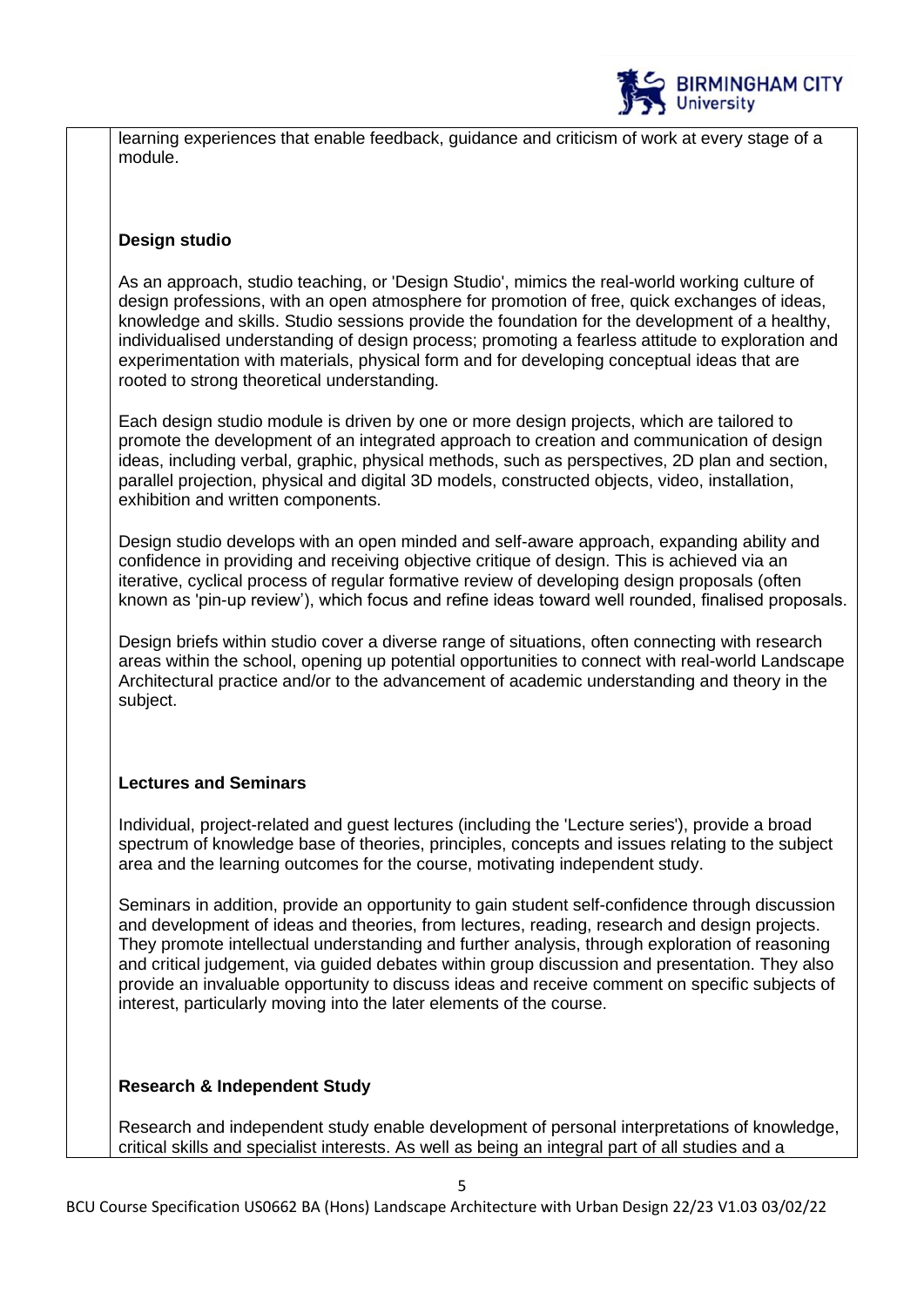learning experiences that enable feedback, guidance and criticism of work at every stage of a module.

**Design studio**

As an approach, studio teaching, or 'Design Studio', mimics the real-world working culture of design professions, with an open atmosphere for promotion of free, quick exchanges of ideas, knowledge and skills. Studio sessions provide the foundation for the development of a healthy, individualised understanding of design process; promoting a fearless attitude to exploration and experimentation with materials, physical form and for developing conceptual ideas that are rooted to strong theoretical understanding.

Each design studio module is driven by one or more design projects, which are tailored to promote the development of an integrated approach to creation and communication of design ideas, including verbal, graphic, physical methods, such as perspectives, 2D plan and section, parallel projection, physical and digital 3D models, constructed objects, video, installation, exhibition and written components.

Design studio develops with an open minded and self-aware approach, expanding ability and confidence in providing and receiving objective critique of design. This is achieved via an iterative, cyclical process of regular formative review of developing design proposals (often known as 'pin-up review'), which focus and refine ideas toward well rounded, finalised proposals.

Design briefs within studio cover a diverse range of situations, often connecting with research areas within the school, opening up potential opportunities to connect with real-world Landscape Architectural practice and/or to the advancement of academic understanding and theory in the subject.

**Lectures and Seminars**

Individual, project-related and guest lectures (including the 'Lecture series'), provide a broad spectrum of knowledge base of theories, principles, concepts and issues relating to the subject area and the learning outcomes for the course, motivating independent study.

Seminars in addition, provide an opportunity to gain student self-confidence through discussion and development of ideas and theories, from lectures, reading, research and design projects. They promote intellectual understanding and further analysis, through exploration of reasoning and critical judgement, via guided debates within group discussion and presentation. They also provide an invaluable opportunity to discuss ideas and receive comment on specific subjects of interest, particularly moving into the later elements of the course.

**Research & Independent Study**

Research and independent study enable development of personal interpretations of knowledge, critical skills and specialist interests. As well as being an integral part of all studies and a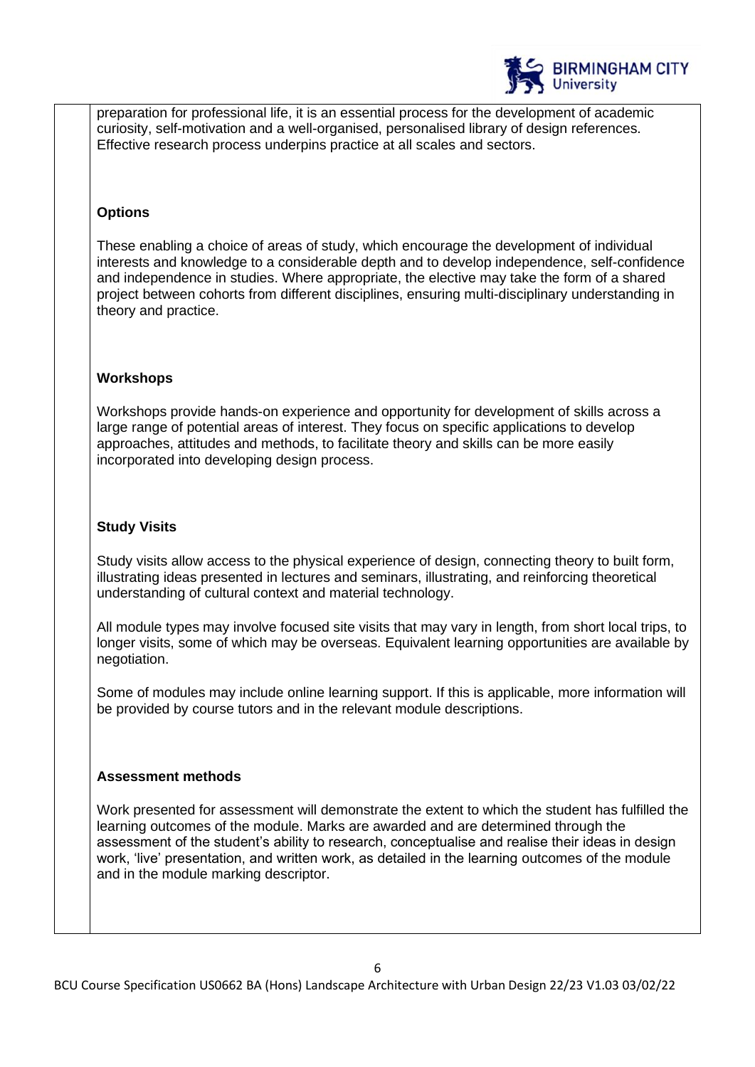preparation for professional life, it is an essential process for the development of academic curiosity, self-motivation and a well-organised, personalised library of design references. Effective research process underpins practice at all scales and sectors.

**Options**

These enabling a choice of areas of study, which encourage the development of individual interests and knowledge to a considerable depth and to develop independence, self-confidence and independence in studies. Where appropriate, the elective may take the form of a shared project between cohorts from different disciplines, ensuring multi-disciplinary understanding in theory and practice.

**Workshops**

Workshops provide hands-on experience and opportunity for development of skills across a large range of potential areas of interest. They focus on specific applications to develop approaches, attitudes and methods, to facilitate theory and skills can be more easily incorporated into developing design process.

**Study Visits**

Study visits allow access to the physical experience of design, connecting theory to built form, illustrating ideas presented in lectures and seminars, illustrating, and reinforcing theoretical understanding of cultural context and material technology.

All module types may involve focused site visits that may vary in length, from short local trips, to longer visits, some of which may be overseas. Equivalent learning opportunities are available by negotiation.

Some of modules may include online learning support. If this is applicable, more information will be provided by course tutors and in the relevant module descriptions.

**Assessment methods**

Work presented for assessment will demonstrate the extent to which the student has fulfilled the learning outcomes of the module. Marks are awarded and are determined through the assessment of the student's ability to research, conceptualise and realise their ideas in design work, 'live' presentation, and written work, as detailed in the learning outcomes of the module and in the module marking descriptor.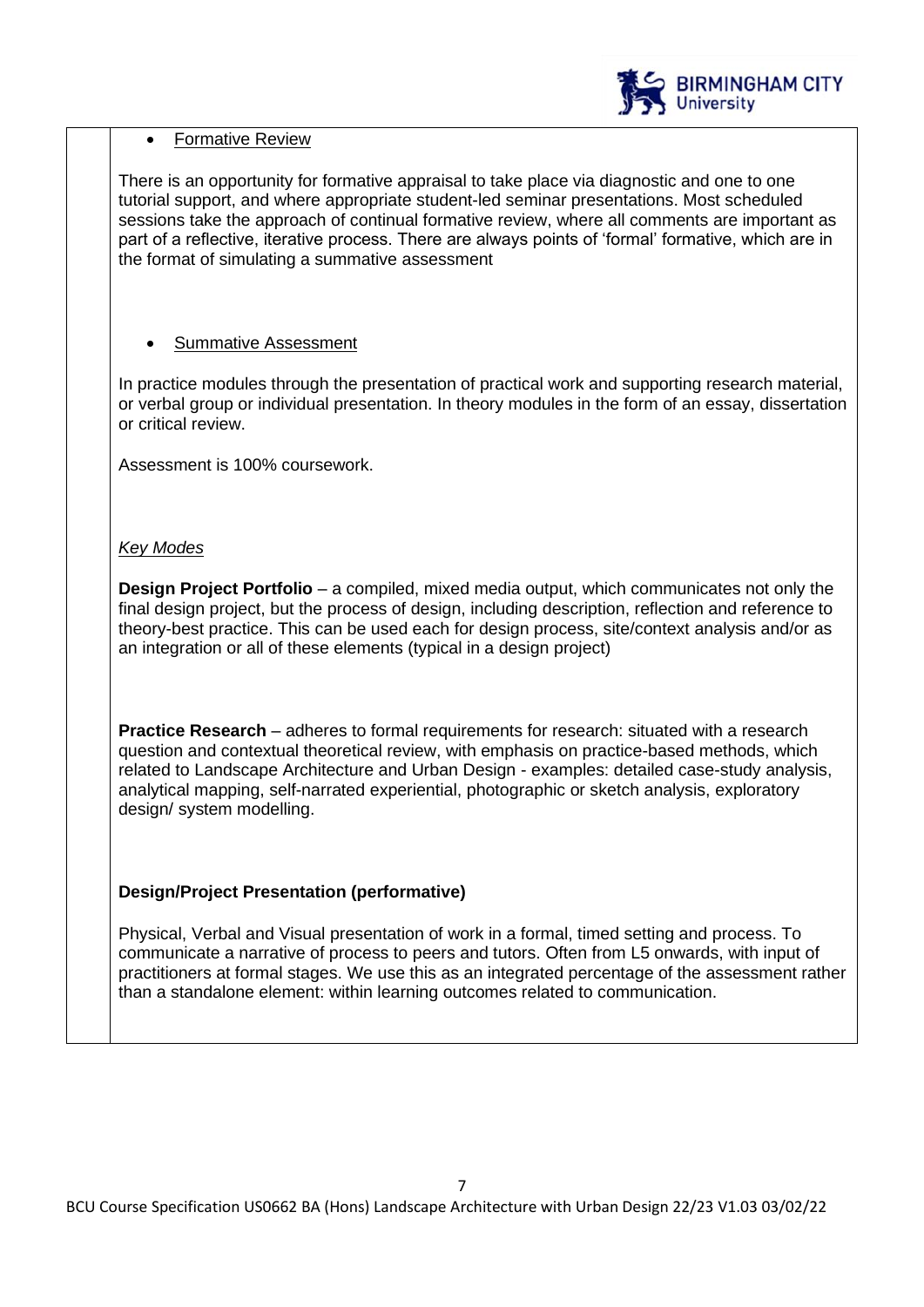- <u>Formative Review</u>

There is an opportunity for formative appraisal to take place via diagnostic and one to one tutorial support, and where appropriate student-led seminar presentations. Most scheduled sessions take the approach of continual formative review, where all comments are important as part of a reflective, iterative process. There are always points of 'formal' formative, which are in the format of simulating a summative assessment

- <u>Summative Assessment</u>

In practice modules through the presentation of practical work and supporting research material, or verbal group or individual presentation. In theory modules in the form of an essay, dissertation or critical review.

Assessment is 100% coursework.

*<u>Key Modes</u>*

**Design Project Portfolio** – a compiled, mixed media output, which communicates not only the final design project, but the process of design, including description, reflection and reference to theory-best practice. This can be used each for design process, site/context analysis and/or as an integration or all of these elements (typical in a design project)

**Practice Research** – adheres to formal requirements for research: situated with a research question and contextual theoretical review, with emphasis on practice-based methods, which related to Landscape Architecture and Urban Design - examples: detailed case-study analysis, analytical mapping, self-narrated experiential, photographic or sketch analysis, exploratory design/ system modelling.

**Design/Project Presentation (performative)**

Physical, Verbal and Visual presentation of work in a formal, timed setting and process. To communicate a narrative of process to peers and tutors. Often from L5 onwards, with input of practitioners at formal stages. We use this as an integrated percentage of the assessment rather than a standalone element: within learning outcomes related to communication.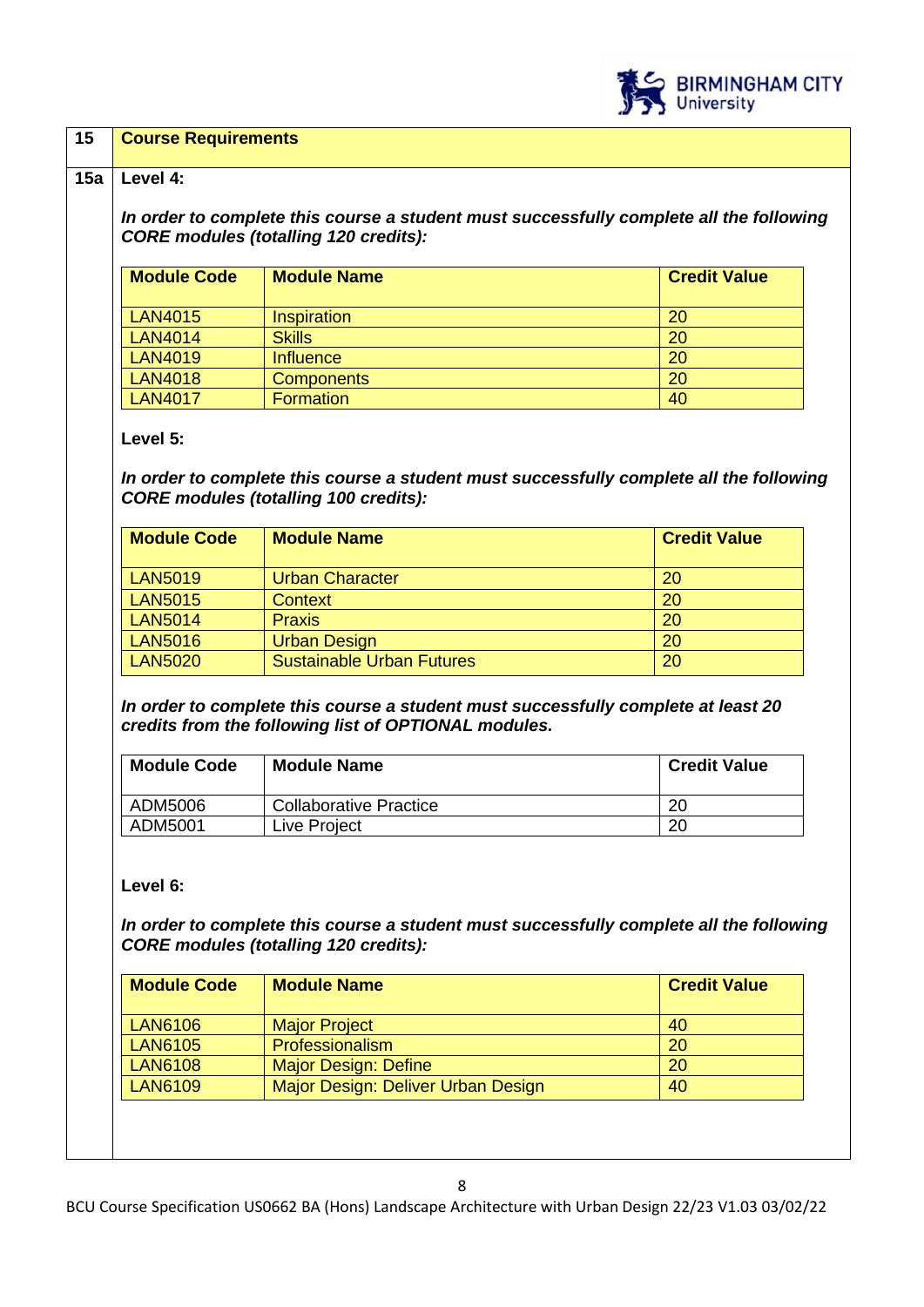## 15 Course Requirements

### 15a Level 4:

***In order to complete this course a student must successfully complete all the following CORE modules (totalling 120 credits):***

| Module Code | Module Name | Credit Value |
|---|---|---|
| LAN4015 | Inspiration | 20 |
| LAN4014 | Skills | 20 |
| LAN4019 | Influence | 20 |
| LAN4018 | Components | 20 |
| LAN4017 | Formation | 40 |

**Level 5:**

***In order to complete this course a student must successfully complete all the following CORE modules (totalling 100 credits):***

| Module Code | Module Name | Credit Value |
|---|---|---|
| LAN5019 | Urban Character | 20 |
| LAN5015 | Context | 20 |
| LAN5014 | Praxis | 20 |
| LAN5016 | Urban Design | 20 |
| LAN5020 | Sustainable Urban Futures | 20 |

***In order to complete this course a student must successfully complete at least 20 credits from the following list of OPTIONAL modules.***

| Module Code | Module Name | Credit Value |
|---|---|---|
| ADM5006 | Collaborative Practice | 20 |
| ADM5001 | Live Project | 20 |

**Level 6:**

***In order to complete this course a student must successfully complete all the following CORE modules (totalling 120 credits):***

| Module Code | Module Name | Credit Value |
|---|---|---|
| LAN6106 | Major Project | 40 |
| LAN6105 | Professionalism | 20 |
| LAN6108 | Major Design: Define | 20 |
| LAN6109 | Major Design: Deliver Urban Design | 40 |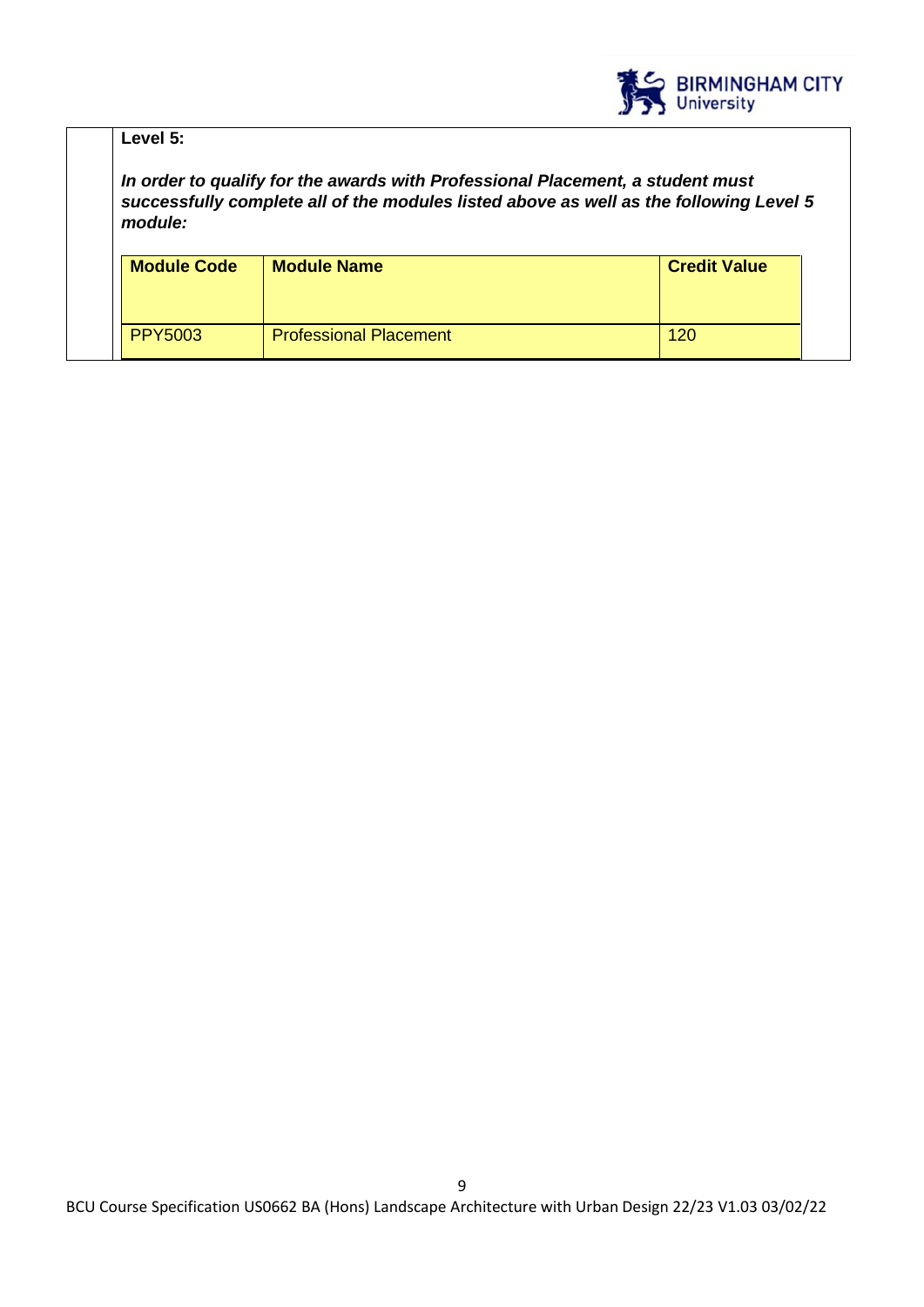**Level 5:**

***In order to qualify for the awards with Professional Placement, a student must successfully complete all of the modules listed above as well as the following Level 5 module:***

| **Module Code** | **Module Name** | **Credit Value** |
|---|---|---|
| PPY5003 | Professional Placement | 120 |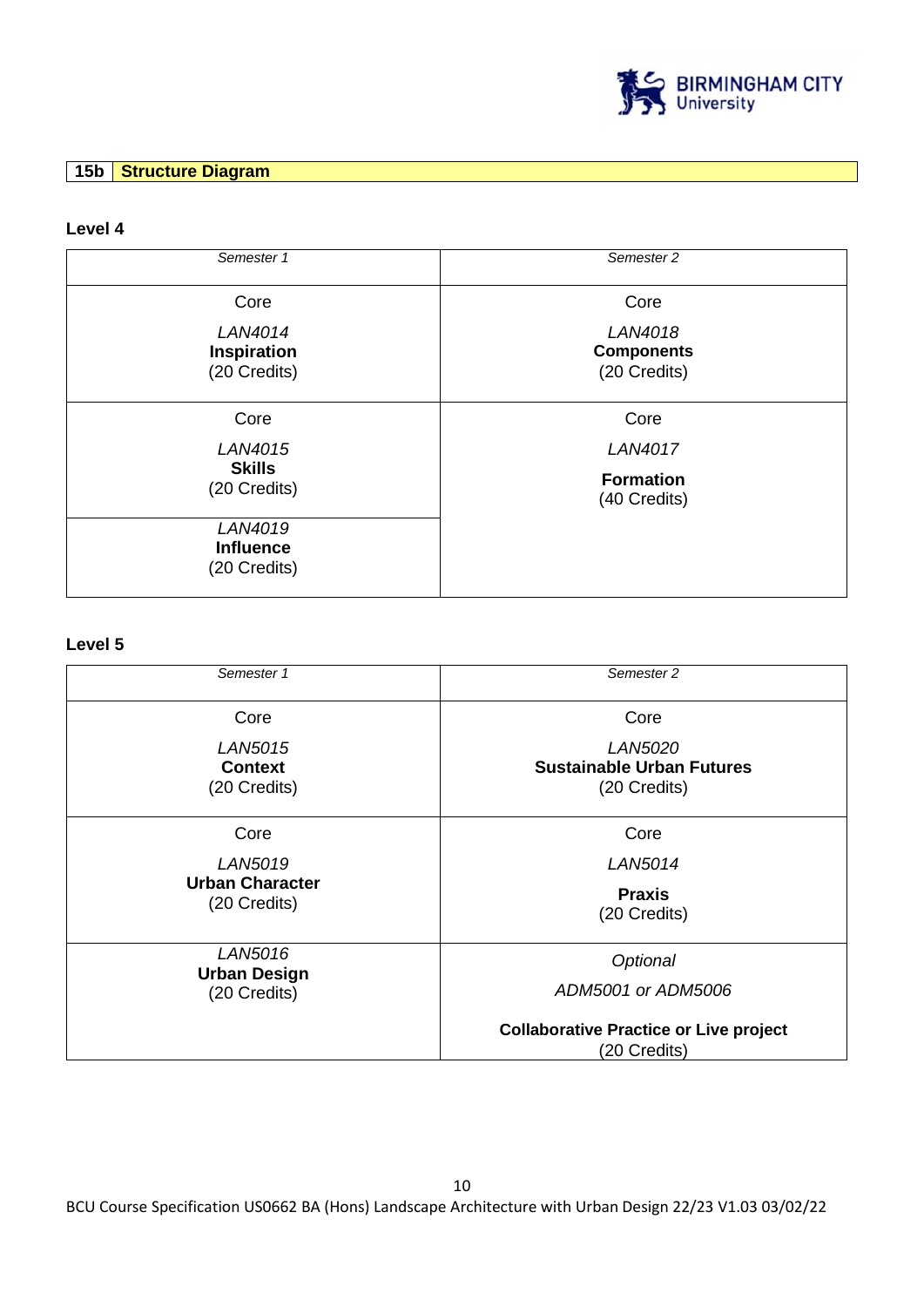## 15b Structure Diagram

### Level 4

| *Semester 1* | *Semester 2* |
|---|---|
| Core<br>*LAN4014*<br>**Inspiration**<br>(20 Credits) | Core<br>*LAN4018*<br>**Components**<br>(20 Credits) |
| Core<br>*LAN4015*<br>**Skills**<br>(20 Credits) | Core<br>*LAN4017*<br>**Formation**<br>(40 Credits) |
| *LAN4019*<br>**Influence**<br>(20 Credits) | |

### Level 5

| *Semester 1* | *Semester 2* |
|---|---|
| Core<br>*LAN5015*<br>**Context**<br>(20 Credits) | Core<br>*LAN5020*<br>**Sustainable Urban Futures**<br>(20 Credits) |
| Core<br>*LAN5019*<br>**Urban Character**<br>(20 Credits) | Core<br>*LAN5014*<br>**Praxis**<br>(20 Credits) |
| *LAN5016*<br>**Urban Design**<br>(20 Credits) | *Optional*<br>*ADM5001 or ADM5006*<br>**Collaborative Practice or Live project**<br>(20 Credits) |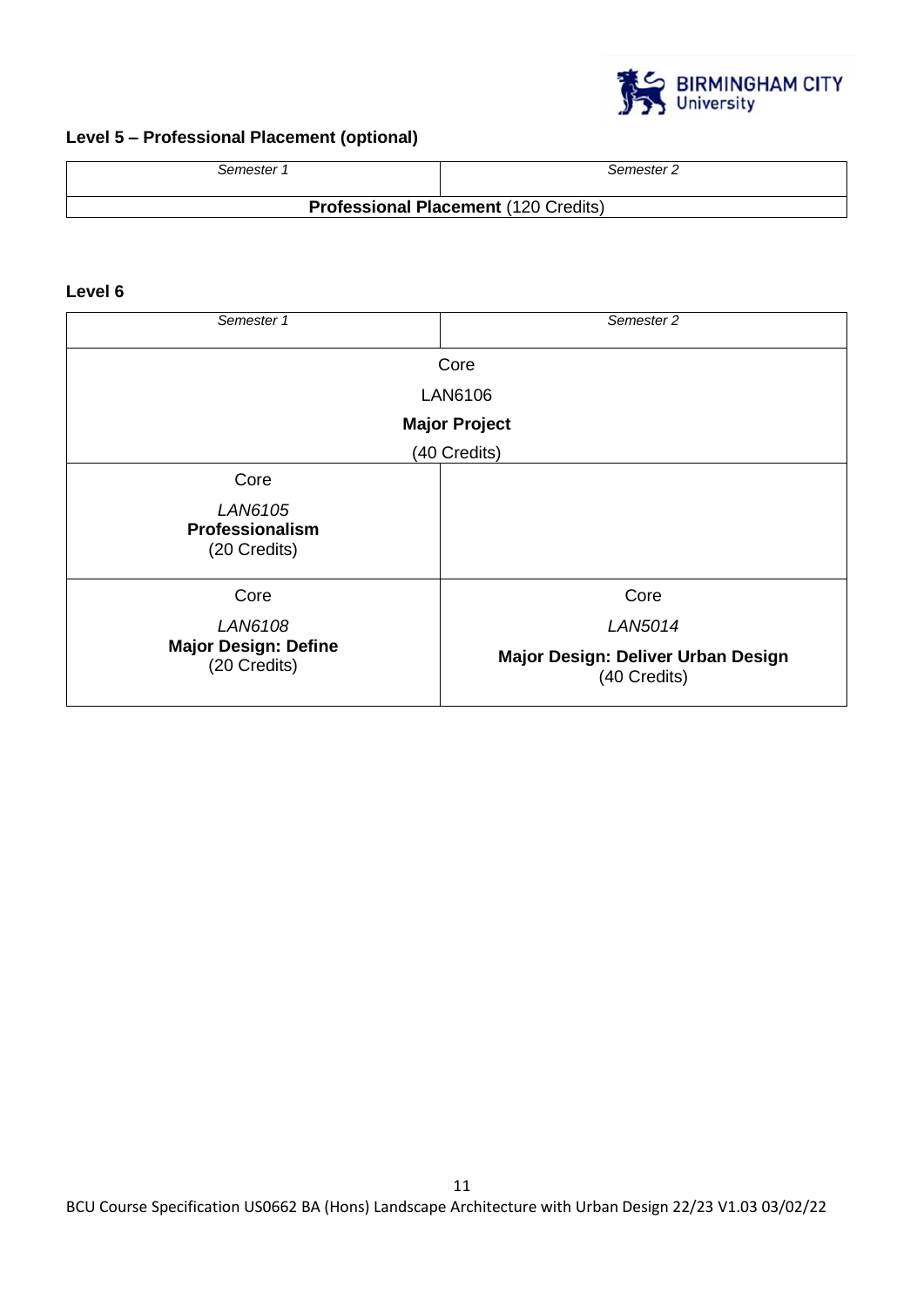**Level 5 – Professional Placement (optional)**

| *Semester 1* | *Semester 2* |
|---|---|
| **Professional Placement** (120 Credits) | |

**Level 6**

| *Semester 1* | *Semester 2* |
|---|---|
| Core<br>LAN6106<br>**Major Project**<br>(40 Credits) | |
| Core<br>*LAN6105*<br>**Professionalism**<br>(20 Credits) | |
| Core<br>*LAN6108*<br>**Major Design: Define**<br>(20 Credits) | Core<br>*LAN5014*<br>**Major Design: Deliver Urban Design**<br>(40 Credits) |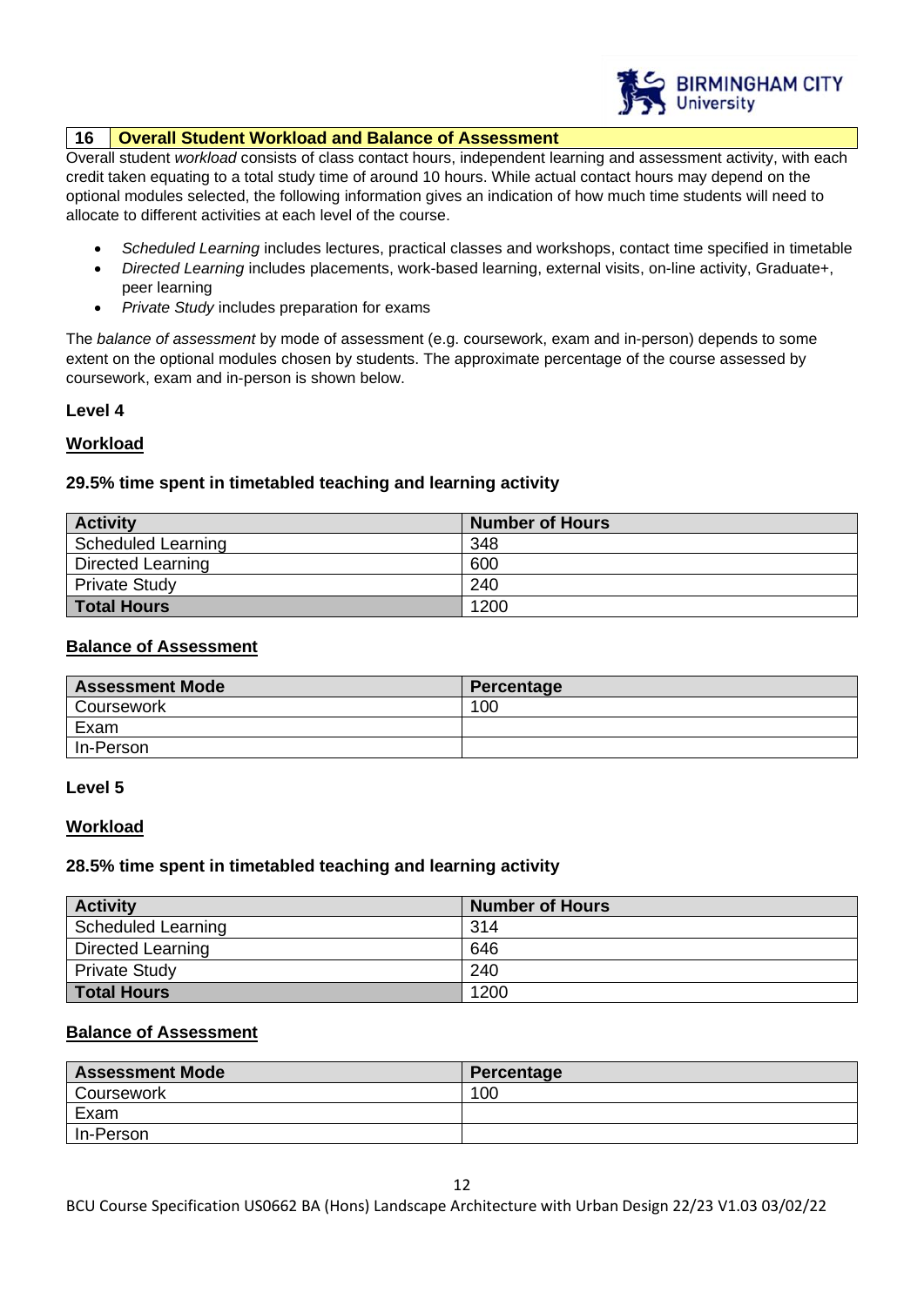| 16 | Overall Student Workload and Balance of Assessment |
|---|---|

Overall student *workload* consists of class contact hours, independent learning and assessment activity, with each credit taken equating to a total study time of around 10 hours. While actual contact hours may depend on the optional modules selected, the following information gives an indication of how much time students will need to allocate to different activities at each level of the course.

- *Scheduled Learning* includes lectures, practical classes and workshops, contact time specified in timetable
- *Directed Learning* includes placements, work-based learning, external visits, on-line activity, Graduate+, peer learning
- *Private Study* includes preparation for exams

The *balance of assessment* by mode of assessment (e.g. coursework, exam and in-person) depends to some extent on the optional modules chosen by students. The approximate percentage of the course assessed by coursework, exam and in-person is shown below.

**Level 4**

**Workload**

**29.5% time spent in timetabled teaching and learning activity**

| Activity | Number of Hours |
|---|---|
| Scheduled Learning | 348 |
| Directed Learning | 600 |
| Private Study | 240 |
| **Total Hours** | 1200 |

**Balance of Assessment**

| Assessment Mode | Percentage |
|---|---|
| Coursework | 100 |
| Exam | |
| In-Person | |

**Level 5**

**Workload**

**28.5% time spent in timetabled teaching and learning activity**

| Activity | Number of Hours |
|---|---|
| Scheduled Learning | 314 |
| Directed Learning | 646 |
| Private Study | 240 |
| **Total Hours** | 1200 |

**Balance of Assessment**

| Assessment Mode | Percentage |
|---|---|
| Coursework | 100 |
| Exam | |
| In-Person | |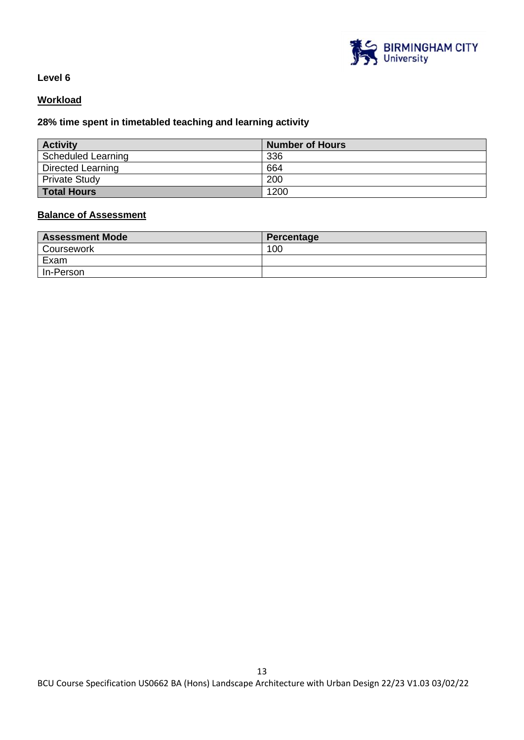**Level 6**

**Workload**

**28% time spent in timetabled teaching and learning activity**

| Activity | Number of Hours |
| --- | --- |
| Scheduled Learning | 336 |
| Directed Learning | 664 |
| Private Study | 200 |
| **Total Hours** | 1200 |

**Balance of Assessment**

| Assessment Mode | Percentage |
| --- | --- |
| Coursework | 100 |
| Exam | |
| In-Person | |